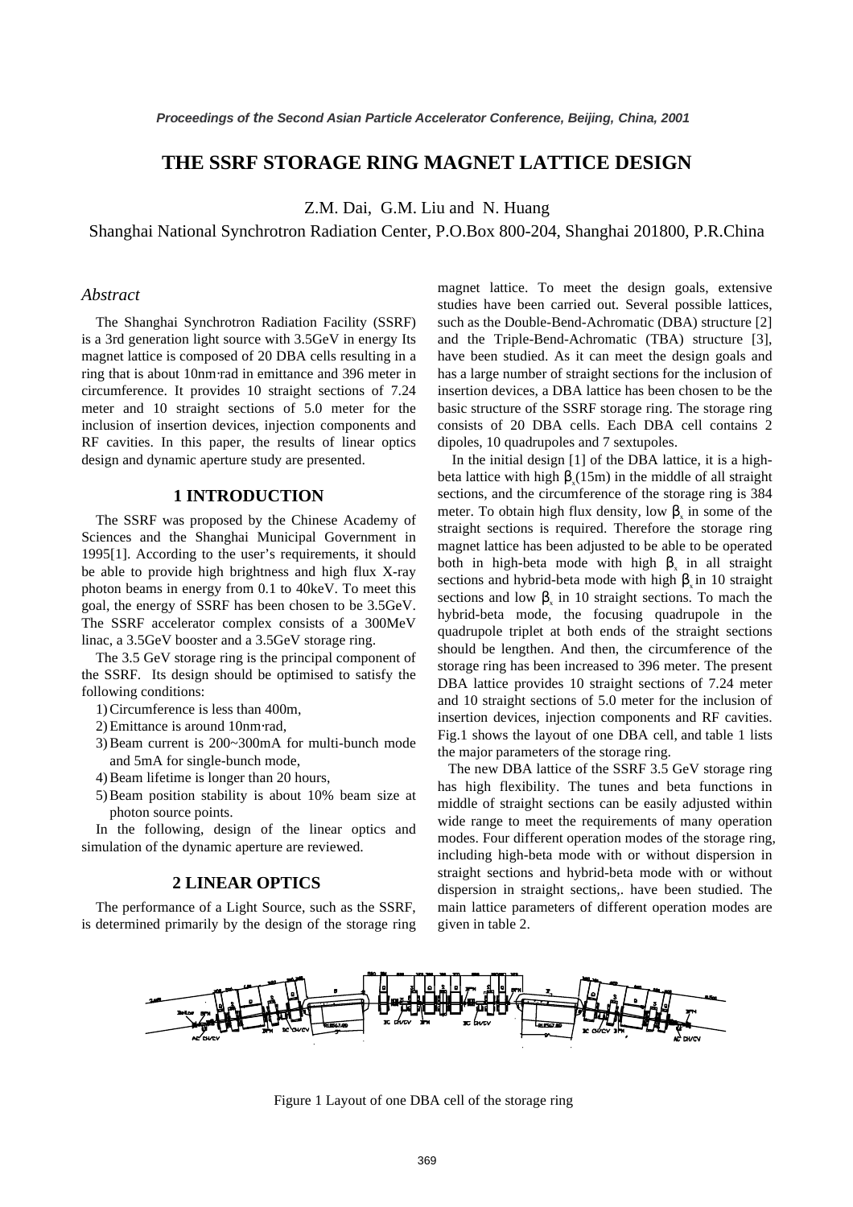# THE SSRF STORAGE RING MAGNET LATTICE DESIGN

Z.M. Dai, G.M. Liu and N. Huang

Shanghai National Synchrotron Radiation Center, P.O.Box 800-204, Shanghai 201800, P.R.China

## *Abstract*

The Shanghai Synchrotron Radiation Facility (SSRF) is a 3rd generation light source with 3.5GeV in energy Its magnet lattice is composed of 20 DBA cells resulting in a ring that is about 10nm·rad in emittance and 396 meter in circumference. It provides 10 straight sections of 7.24 meter and 10 straight sections of 5.0 meter for the inclusion of insertion devices, injection components and RF cavities. In this paper, the results of linear optics design and dynamic aperture study are presented.

## 1 INTRODUCTION

The SSRF was proposed by the Chinese Academy of Sciences and the Shanghai Municipal Government in 1995[1]. According to the user's requirements, it should be able to provide high brightness and high flux X-ray photon beams in energy from 0.1 to 40keV. To meet this goal, the energy of SSRF has been chosen to be 3.5GeV. The SSRF accelerator complex consists of a 300MeV linac, a 3.5GeV booster and a 3.5GeV storage ring.

The 3.5 GeV storage ring is the principal component of the SSRF. Its design should be optimised to satisfy the following conditions:

1) Circumference is less than 400m,
2) Emittance is around 10nm·rad,
3) Beam current is 200~300mA for multi-bunch mode and 5mA for single-bunch mode,
4) Beam lifetime is longer than 20 hours,
5) Beam position stability is about 10% beam size at photon source points.

In the following, design of the linear optics and simulation of the dynamic aperture are reviewed.

## 2 LINEAR OPTICS

The performance of a Light Source, such as the SSRF, is determined primarily by the design of the storage ring magnet lattice. To meet the design goals, extensive studies have been carried out. Several possible lattices, such as the Double-Bend-Achromatic (DBA) structure [2] and the Triple-Bend-Achromatic (TBA) structure [3], have been studied. As it can meet the design goals and has a large number of straight sections for the inclusion of insertion devices, a DBA lattice has been chosen to be the basic structure of the SSRF storage ring. The storage ring consists of 20 DBA cells. Each DBA cell contains 2 dipoles, 10 quadrupoles and 7 sextupoles.

In the initial design [1] of the DBA lattice, it is a high-beta lattice with high $\beta_x$(15m) in the middle of all straight sections, and the circumference of the storage ring is 384 meter. To obtain high flux density, low $\beta_x$ in some of the straight sections is required. Therefore the storage ring magnet lattice has been adjusted to be able to be operated both in high-beta mode with high $\beta_x$ in all straight sections and hybrid-beta mode with high $\beta_x$ in 10 straight sections and low $\beta_x$ in 10 straight sections. To mach the hybrid-beta mode, the focusing quadrupole in the quadrupole triplet at both ends of the straight sections should be lengthen. And then, the circumference of the storage ring has been increased to 396 meter. The present DBA lattice provides 10 straight sections of 7.24 meter and 10 straight sections of 5.0 meter for the inclusion of insertion devices, injection components and RF cavities. Fig.1 shows the layout of one DBA cell, and table 1 lists the major parameters of the storage ring.

The new DBA lattice of the SSRF 3.5 GeV storage ring has high flexibility. The tunes and beta functions in middle of straight sections can be easily adjusted within wide range to meet the requirements of many operation modes. Four different operation modes of the storage ring, including high-beta mode with or without dispersion in straight sections and hybrid-beta mode with or without dispersion in straight sections,. have been studied. The main lattice parameters of different operation modes are given in table 2.

Figure 1 Layout of one DBA cell of the storage ring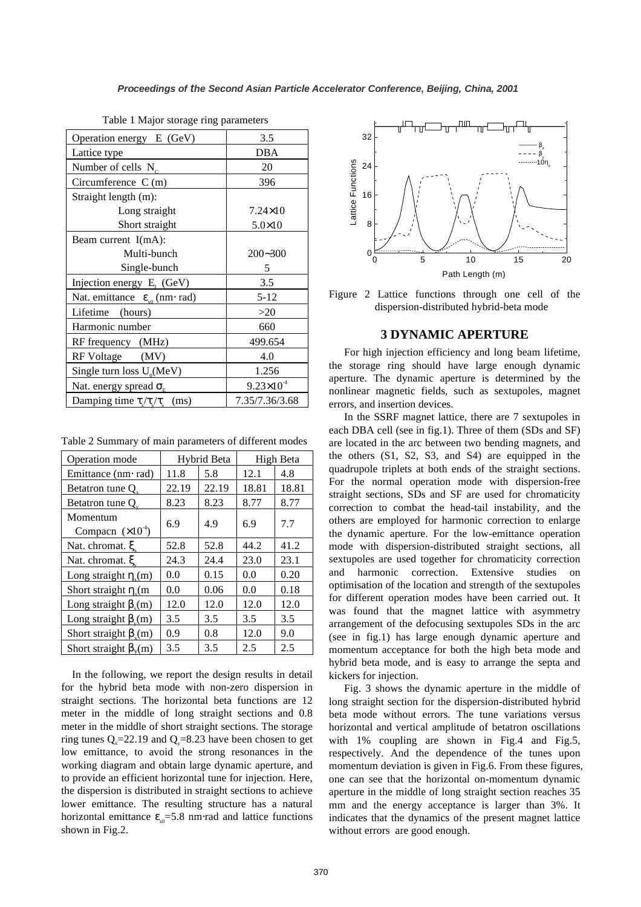Table 1 Major storage ring parameters

| Operation energy E (GeV) | 3.5 |
|---|---|
| Lattice type | DBA |
| Number of cells $N_C$ | 20 |
| Circumference C (m) | 396 |
| Straight length (m): | |
| Long straight | 7.24×10 |
| Short straight | 5.0×10 |
| Beam current I(mA): | |
| Multi-bunch | 200~300 |
| Single-bunch | 5 |
| Injection energy $E_I$ (GeV) | 3.5 |
| Nat. emittance $\varepsilon_{x0}$ (nm· rad) | 5-12 |
| Lifetime (hours) | >20 |
| Harmonic number | 660 |
| RF frequency (MHz) | 499.654 |
| RF Voltage (MV) | 4.0 |
| Single turn loss $U_0$(MeV) | 1.256 |
| Nat. energy spread $\sigma_E$ | $9.23\times10^{-4}$ |
| Damping time $\tau_x/\tau_y/\tau_s$ (ms) | 7.35/7.36/3.68 |

Table 2 Summary of main parameters of different modes

| Operation mode | Hybrid Beta | | High Beta | |
|---|---|---|---|---|
| Emittance (nm· rad) | 11.8 | 5.8 | 12.1 | 4.8 |
| Betatron tune $Q_x$ | 22.19 | 22.19 | 18.81 | 18.81 |
| Betatron tune $Q_y$ | 8.23 | 8.23 | 8.77 | 8.77 |
| Momentum Compacn ($\times10^{-4}$) | 6.9 | 4.9 | 6.9 | 7.7 |
| Nat. chromat. $\xi_x$ | 52.8 | 52.8 | 44.2 | 41.2 |
| Nat. chromat. $\xi_y$ | 24.3 | 24.4 | 23.0 | 23.1 |
| Long straight $\eta_x$(m) | 0.0 | 0.15 | 0.0 | 0.20 |
| Short straight $\eta_x$(m | 0.0 | 0.06 | 0.0 | 0.18 |
| Long straight $\beta_x$(m) | 12.0 | 12.0 | 12.0 | 12.0 |
| Long straight $\beta_y$(m) | 3.5 | 3.5 | 3.5 | 3.5 |
| Short straight $\beta_x$(m) | 0.9 | 0.8 | 12.0 | 9.0 |
| Short straight $\beta_y$(m) | 3.5 | 3.5 | 2.5 | 2.5 |

In the following, we report the design results in detail for the hybrid beta mode with non-zero dispersion in straight sections. The horizontal beta functions are 12 meter in the middle of long straight sections and 0.8 meter in the middle of short straight sections. The storage ring tunes $Q_x$=22.19 and $Q_y$=8.23 have been chosen to get low emittance, to avoid the strong resonances in the working diagram and obtain large dynamic aperture, and to provide an efficient horizontal tune for injection. Here, the dispersion is distributed in straight sections to achieve lower emittance. The resulting structure has a natural horizontal emittance $\varepsilon_{x0}$=5.8 nm·rad and lattice functions shown in Fig.2.

Figure 2 Lattice functions through one cell of the dispersion-distributed hybrid-beta mode

## 3 DYNAMIC APERTURE

For high injection efficiency and long beam lifetime, the storage ring should have large enough dynamic aperture. The dynamic aperture is determined by the nonlinear magnetic fields, such as sextupoles, magnet errors, and insertion devices.

In the SSRF magnet lattice, there are 7 sextupoles in each DBA cell (see in fig.1). Three of them (SDs and SF) are located in the arc between two bending magnets, and the others (S1, S2, S3, and S4) are equipped in the quadrupole triplets at both ends of the straight sections. For the normal operation mode with dispersion-free straight sections, SDs and SF are used for chromaticity correction to combat the head-tail instability, and the others are employed for harmonic correction to enlarge the dynamic aperture. For the low-emittance operation mode with dispersion-distributed straight sections, all sextupoles are used together for chromaticity correction and harmonic correction. Extensive studies on optimisation of the location and strength of the sextupoles for different operation modes have been carried out. It was found that the magnet lattice with asymmetry arrangement of the defocusing sextupoles SDs in the arc (see in fig.1) has large enough dynamic aperture and momentum acceptance for both the high beta mode and hybrid beta mode, and is easy to arrange the septa and kickers for injection.

Fig. 3 shows the dynamic aperture in the middle of long straight section for the dispersion-distributed hybrid beta mode without errors. The tune variations versus horizontal and vertical amplitude of betatron oscillations with 1% coupling are shown in Fig.4 and Fig.5, respectively. And the dependence of the tunes upon momentum deviation is given in Fig.6. From these figures, one can see that the horizontal on-momentum dynamic aperture in the middle of long straight section reaches 35 mm and the energy acceptance is larger than 3%. It indicates that the dynamics of the present magnet lattice without errors are good enough.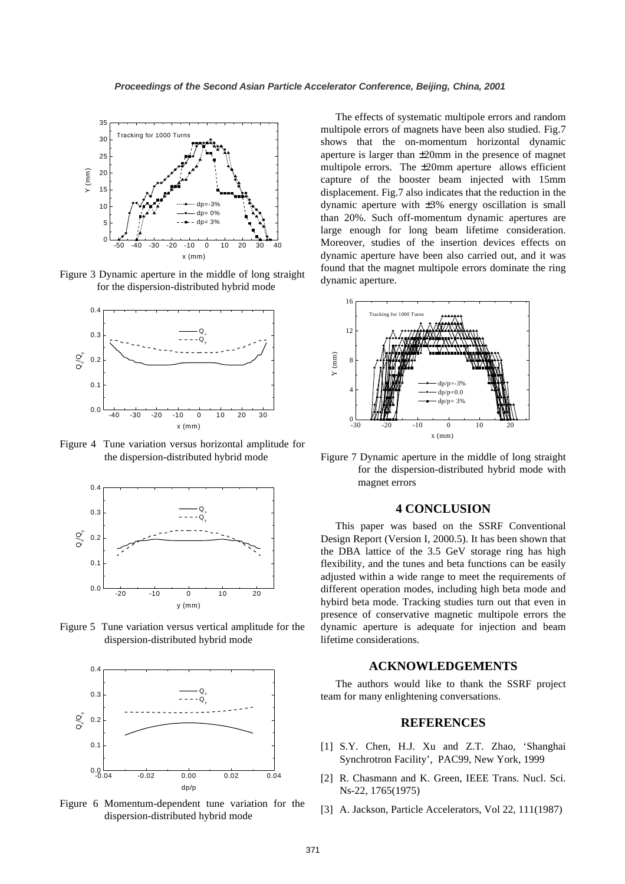Tracking for 1000 Turns

Y (mm)

x (mm)

dp=-3%
dp= 0%
dp= 3%

Figure 3 Dynamic aperture in the middle of long straight for the dispersion-distributed hybrid mode

$Q_x/Q_y$

x (mm)

$Q_x$
$Q_y$

Figure 4 Tune variation versus horizontal amplitude for the dispersion-distributed hybrid mode

$Q_x/Q_y$

y (mm)

$Q_x$
$Q_y$

Figure 5 Tune variation versus vertical amplitude for the dispersion-distributed hybrid mode

$Q_x/Q_y$

dp/p

$Q_x$
$Q_y$

Figure 6 Momentum-dependent tune variation for the dispersion-distributed hybrid mode

The effects of systematic multipole errors and random multipole errors of magnets have been also studied. Fig.7 shows that the on-momentum horizontal dynamic aperture is larger than ±20mm in the presence of magnet multipole errors. The ±20mm aperture allows efficient capture of the booster beam injected with 15mm displacement. Fig.7 also indicates that the reduction in the dynamic aperture with ±3% energy oscillation is small than 20%. Such off-momentum dynamic apertures are large enough for long beam lifetime consideration. Moreover, studies of the insertion devices effects on dynamic aperture have been also carried out, and it was found that the magnet multipole errors dominate the ring dynamic aperture.

Tracking for 1000 Turns

Y (mm)

x (mm)

dp/p=-3%
dp/p=0.0
dp/p= 3%

Figure 7 Dynamic aperture in the middle of long straight for the dispersion-distributed hybrid mode with magnet errors

## 4 CONCLUSION

This paper was based on the SSRF Conventional Design Report (Version I, 2000.5). It has been shown that the DBA lattice of the 3.5 GeV storage ring has high flexibility, and the tunes and beta functions can be easily adjusted within a wide range to meet the requirements of different operation modes, including high beta mode and hybird beta mode. Tracking studies turn out that even in presence of conservative magnetic multipole errors the dynamic aperture is adequate for injection and beam lifetime considerations.

## ACKNOWLEDGEMENTS

The authors would like to thank the SSRF project team for many enlightening conversations.

## REFERENCES

[1] S.Y. Chen, H.J. Xu and Z.T. Zhao, 'Shanghai Synchrotron Facility', PAC99, New York, 1999

[2] R. Chasmann and K. Green, IEEE Trans. Nucl. Sci. Ns-22, 1765(1975)

[3] A. Jackson, Particle Accelerators, Vol 22, 111(1987)